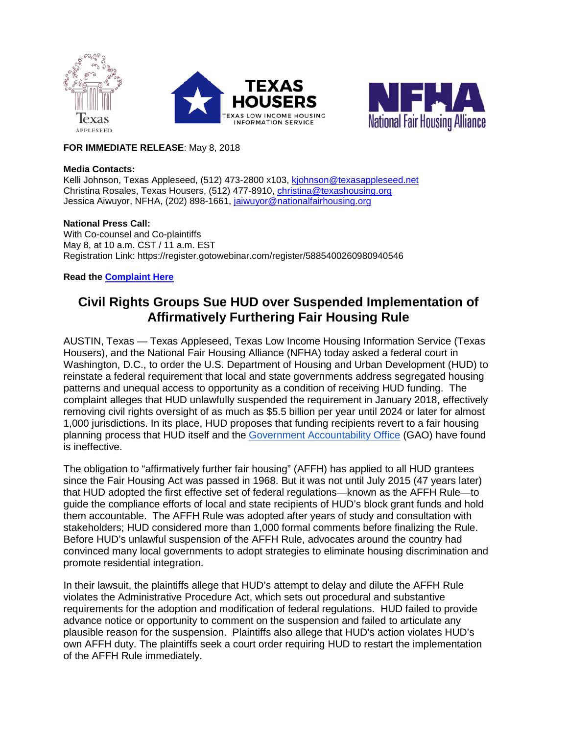**FOR IMMEDIATE RELEASE**: May 8, 2018

**Media Contacts:**
Kelli Johnson, Texas Appleseed, (512) 473-2800 x103, kjohnson@texasappleseed.net
Christina Rosales, Texas Housers, (512) 477-8910, christina@texashousing.org
Jessica Aiwuyor, NFHA, (202) 898-1661, jaiwuyor@nationalfairhousing.org

**National Press Call:**
With Co-counsel and Co-plaintiffs
May 8, at 10 a.m. CST / 11 a.m. EST
Registration Link: https://register.gotowebinar.com/register/5885400260980940546

**Read the Complaint Here**

## Civil Rights Groups Sue HUD over Suspended Implementation of Affirmatively Furthering Fair Housing Rule

AUSTIN, Texas — Texas Appleseed, Texas Low Income Housing Information Service (Texas Housers), and the National Fair Housing Alliance (NFHA) today asked a federal court in Washington, D.C., to order the U.S. Department of Housing and Urban Development (HUD) to reinstate a federal requirement that local and state governments address segregated housing patterns and unequal access to opportunity as a condition of receiving HUD funding. The complaint alleges that HUD unlawfully suspended the requirement in January 2018, effectively removing civil rights oversight of as much as $5.5 billion per year until 2024 or later for almost 1,000 jurisdictions. In its place, HUD proposes that funding recipients revert to a fair housing planning process that HUD itself and the Government Accountability Office (GAO) have found is ineffective.

The obligation to "affirmatively further fair housing" (AFFH) has applied to all HUD grantees since the Fair Housing Act was passed in 1968. But it was not until July 2015 (47 years later) that HUD adopted the first effective set of federal regulations—known as the AFFH Rule—to guide the compliance efforts of local and state recipients of HUD's block grant funds and hold them accountable. The AFFH Rule was adopted after years of study and consultation with stakeholders; HUD considered more than 1,000 formal comments before finalizing the Rule. Before HUD's unlawful suspension of the AFFH Rule, advocates around the country had convinced many local governments to adopt strategies to eliminate housing discrimination and promote residential integration.

In their lawsuit, the plaintiffs allege that HUD's attempt to delay and dilute the AFFH Rule violates the Administrative Procedure Act, which sets out procedural and substantive requirements for the adoption and modification of federal regulations. HUD failed to provide advance notice or opportunity to comment on the suspension and failed to articulate any plausible reason for the suspension. Plaintiffs also allege that HUD's action violates HUD's own AFFH duty. The plaintiffs seek a court order requiring HUD to restart the implementation of the AFFH Rule immediately.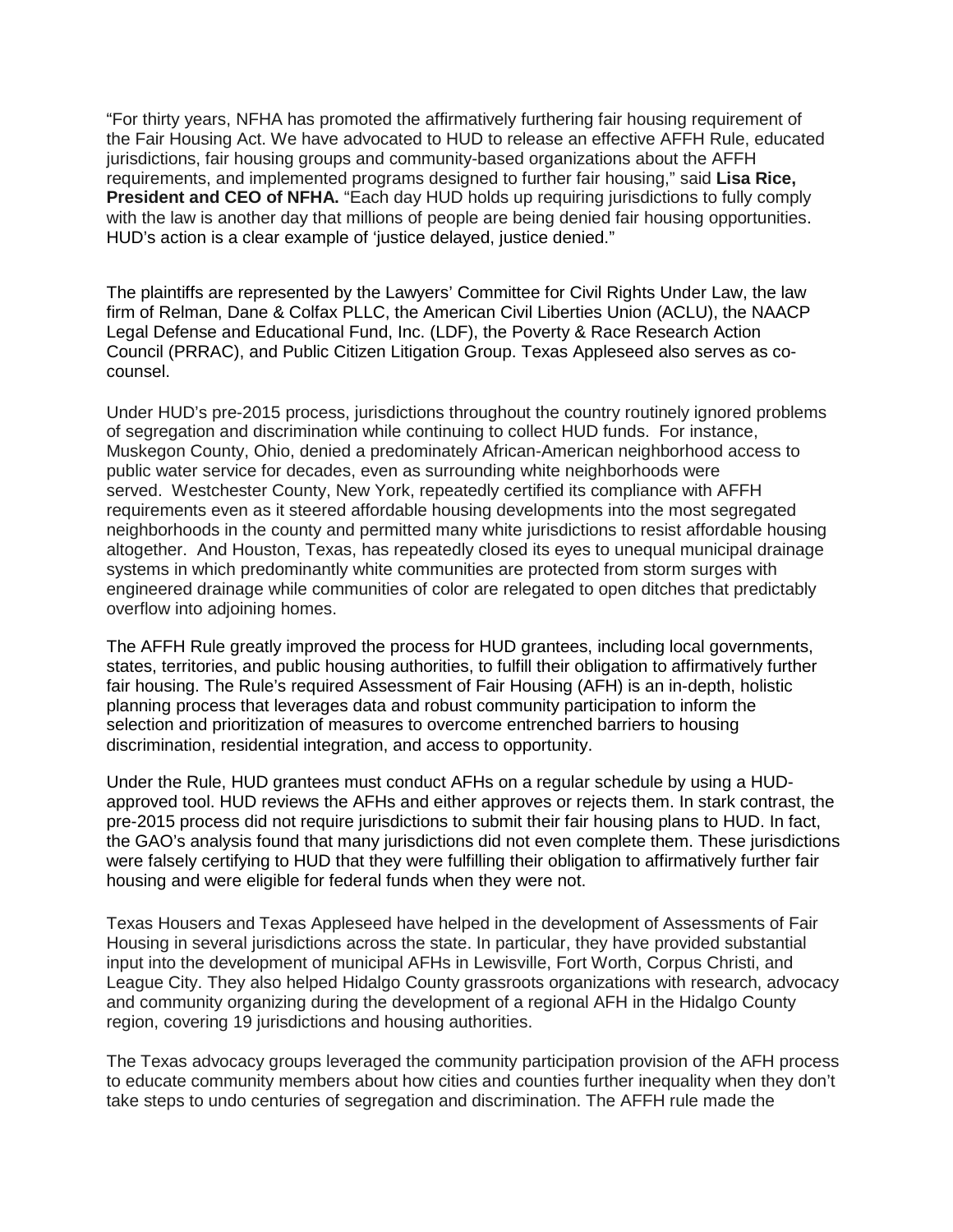"For thirty years, NFHA has promoted the affirmatively furthering fair housing requirement of the Fair Housing Act. We have advocated to HUD to release an effective AFFH Rule, educated jurisdictions, fair housing groups and community-based organizations about the AFFH requirements, and implemented programs designed to further fair housing," said **Lisa Rice, President and CEO of NFHA.** "Each day HUD holds up requiring jurisdictions to fully comply with the law is another day that millions of people are being denied fair housing opportunities. HUD's action is a clear example of 'justice delayed, justice denied."

The plaintiffs are represented by the Lawyers' Committee for Civil Rights Under Law, the law firm of Relman, Dane & Colfax PLLC, the American Civil Liberties Union (ACLU), the NAACP Legal Defense and Educational Fund, Inc. (LDF), the Poverty & Race Research Action Council (PRRAC), and Public Citizen Litigation Group. Texas Appleseed also serves as co-counsel.

Under HUD's pre-2015 process, jurisdictions throughout the country routinely ignored problems of segregation and discrimination while continuing to collect HUD funds. For instance, Muskegon County, Ohio, denied a predominately African-American neighborhood access to public water service for decades, even as surrounding white neighborhoods were served. Westchester County, New York, repeatedly certified its compliance with AFFH requirements even as it steered affordable housing developments into the most segregated neighborhoods in the county and permitted many white jurisdictions to resist affordable housing altogether. And Houston, Texas, has repeatedly closed its eyes to unequal municipal drainage systems in which predominantly white communities are protected from storm surges with engineered drainage while communities of color are relegated to open ditches that predictably overflow into adjoining homes.

The AFFH Rule greatly improved the process for HUD grantees, including local governments, states, territories, and public housing authorities, to fulfill their obligation to affirmatively further fair housing. The Rule's required Assessment of Fair Housing (AFH) is an in-depth, holistic planning process that leverages data and robust community participation to inform the selection and prioritization of measures to overcome entrenched barriers to housing discrimination, residential integration, and access to opportunity.

Under the Rule, HUD grantees must conduct AFHs on a regular schedule by using a HUD-approved tool. HUD reviews the AFHs and either approves or rejects them. In stark contrast, the pre-2015 process did not require jurisdictions to submit their fair housing plans to HUD. In fact, the GAO's analysis found that many jurisdictions did not even complete them. These jurisdictions were falsely certifying to HUD that they were fulfilling their obligation to affirmatively further fair housing and were eligible for federal funds when they were not.

Texas Housers and Texas Appleseed have helped in the development of Assessments of Fair Housing in several jurisdictions across the state. In particular, they have provided substantial input into the development of municipal AFHs in Lewisville, Fort Worth, Corpus Christi, and League City. They also helped Hidalgo County grassroots organizations with research, advocacy and community organizing during the development of a regional AFH in the Hidalgo County region, covering 19 jurisdictions and housing authorities.

The Texas advocacy groups leveraged the community participation provision of the AFH process to educate community members about how cities and counties further inequality when they don't take steps to undo centuries of segregation and discrimination. The AFFH rule made the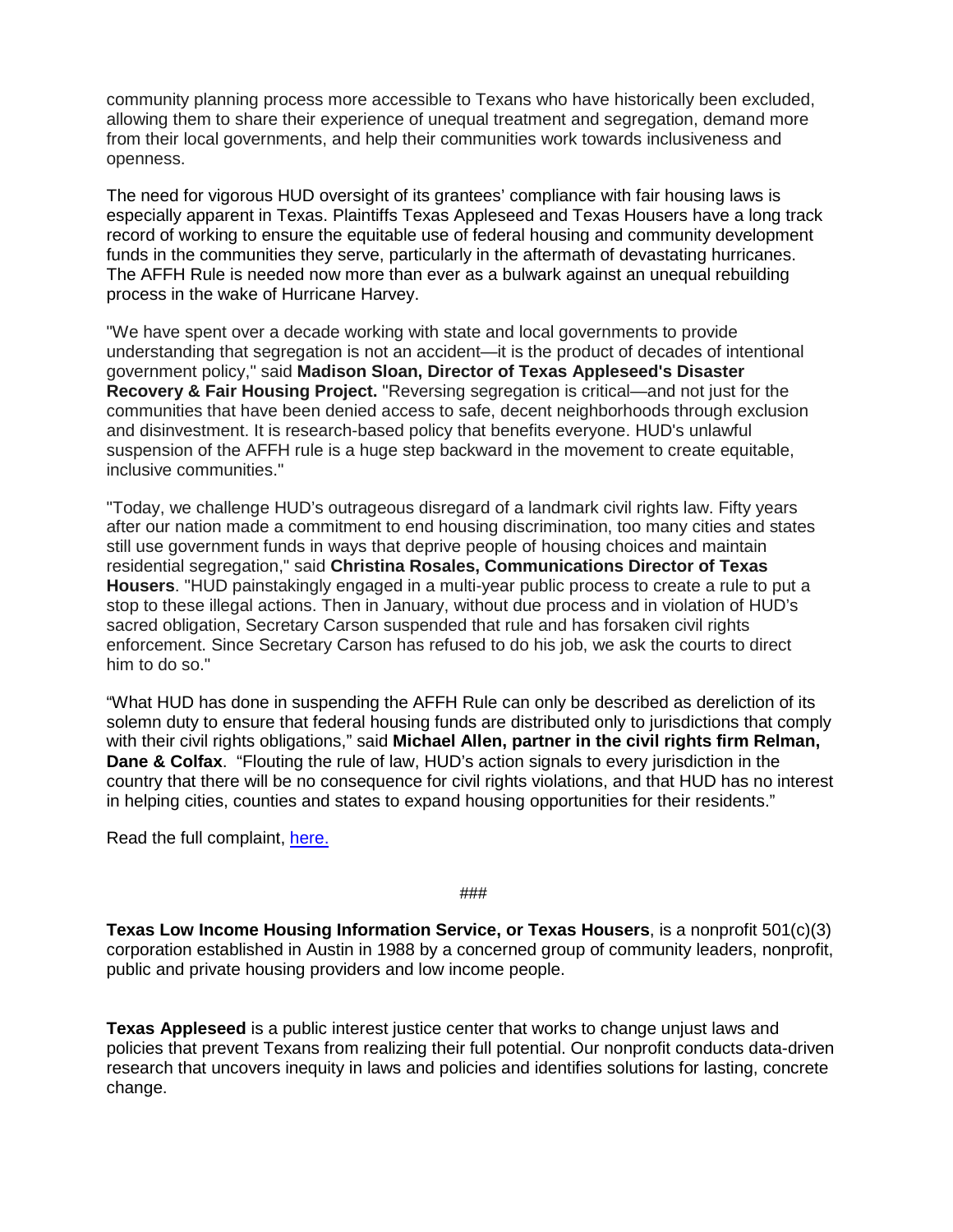community planning process more accessible to Texans who have historically been excluded, allowing them to share their experience of unequal treatment and segregation, demand more from their local governments, and help their communities work towards inclusiveness and openness.

The need for vigorous HUD oversight of its grantees' compliance with fair housing laws is especially apparent in Texas. Plaintiffs Texas Appleseed and Texas Housers have a long track record of working to ensure the equitable use of federal housing and community development funds in the communities they serve, particularly in the aftermath of devastating hurricanes. The AFFH Rule is needed now more than ever as a bulwark against an unequal rebuilding process in the wake of Hurricane Harvey.

"We have spent over a decade working with state and local governments to provide understanding that segregation is not an accident—it is the product of decades of intentional government policy," said **Madison Sloan, Director of Texas Appleseed's Disaster Recovery & Fair Housing Project.** "Reversing segregation is critical—and not just for the communities that have been denied access to safe, decent neighborhoods through exclusion and disinvestment. It is research-based policy that benefits everyone. HUD's unlawful suspension of the AFFH rule is a huge step backward in the movement to create equitable, inclusive communities."

"Today, we challenge HUD's outrageous disregard of a landmark civil rights law. Fifty years after our nation made a commitment to end housing discrimination, too many cities and states still use government funds in ways that deprive people of housing choices and maintain residential segregation," said **Christina Rosales, Communications Director of Texas Housers**. "HUD painstakingly engaged in a multi-year public process to create a rule to put a stop to these illegal actions. Then in January, without due process and in violation of HUD's sacred obligation, Secretary Carson suspended that rule and has forsaken civil rights enforcement. Since Secretary Carson has refused to do his job, we ask the courts to direct him to do so."

"What HUD has done in suspending the AFFH Rule can only be described as dereliction of its solemn duty to ensure that federal housing funds are distributed only to jurisdictions that comply with their civil rights obligations," said **Michael Allen, partner in the civil rights firm Relman, Dane & Colfax**. "Flouting the rule of law, HUD's action signals to every jurisdiction in the country that there will be no consequence for civil rights violations, and that HUD has no interest in helping cities, counties and states to expand housing opportunities for their residents."

Read the full complaint, here.

###

**Texas Low Income Housing Information Service, or Texas Housers**, is a nonprofit 501(c)(3) corporation established in Austin in 1988 by a concerned group of community leaders, nonprofit, public and private housing providers and low income people.

**Texas Appleseed** is a public interest justice center that works to change unjust laws and policies that prevent Texans from realizing their full potential. Our nonprofit conducts data-driven research that uncovers inequity in laws and policies and identifies solutions for lasting, concrete change.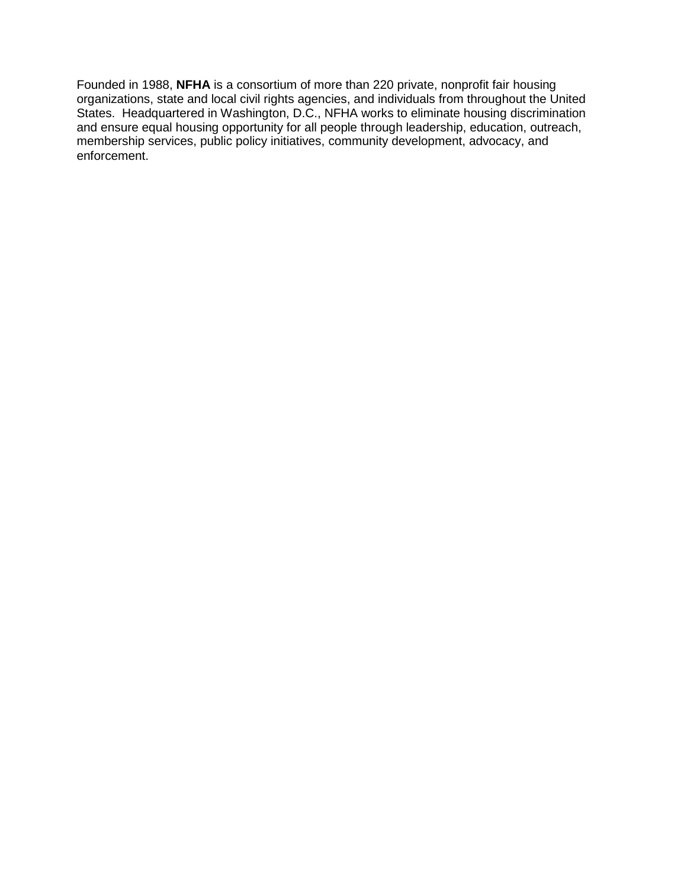Founded in 1988, **NFHA** is a consortium of more than 220 private, nonprofit fair housing organizations, state and local civil rights agencies, and individuals from throughout the United States. Headquartered in Washington, D.C., NFHA works to eliminate housing discrimination and ensure equal housing opportunity for all people through leadership, education, outreach, membership services, public policy initiatives, community development, advocacy, and enforcement.